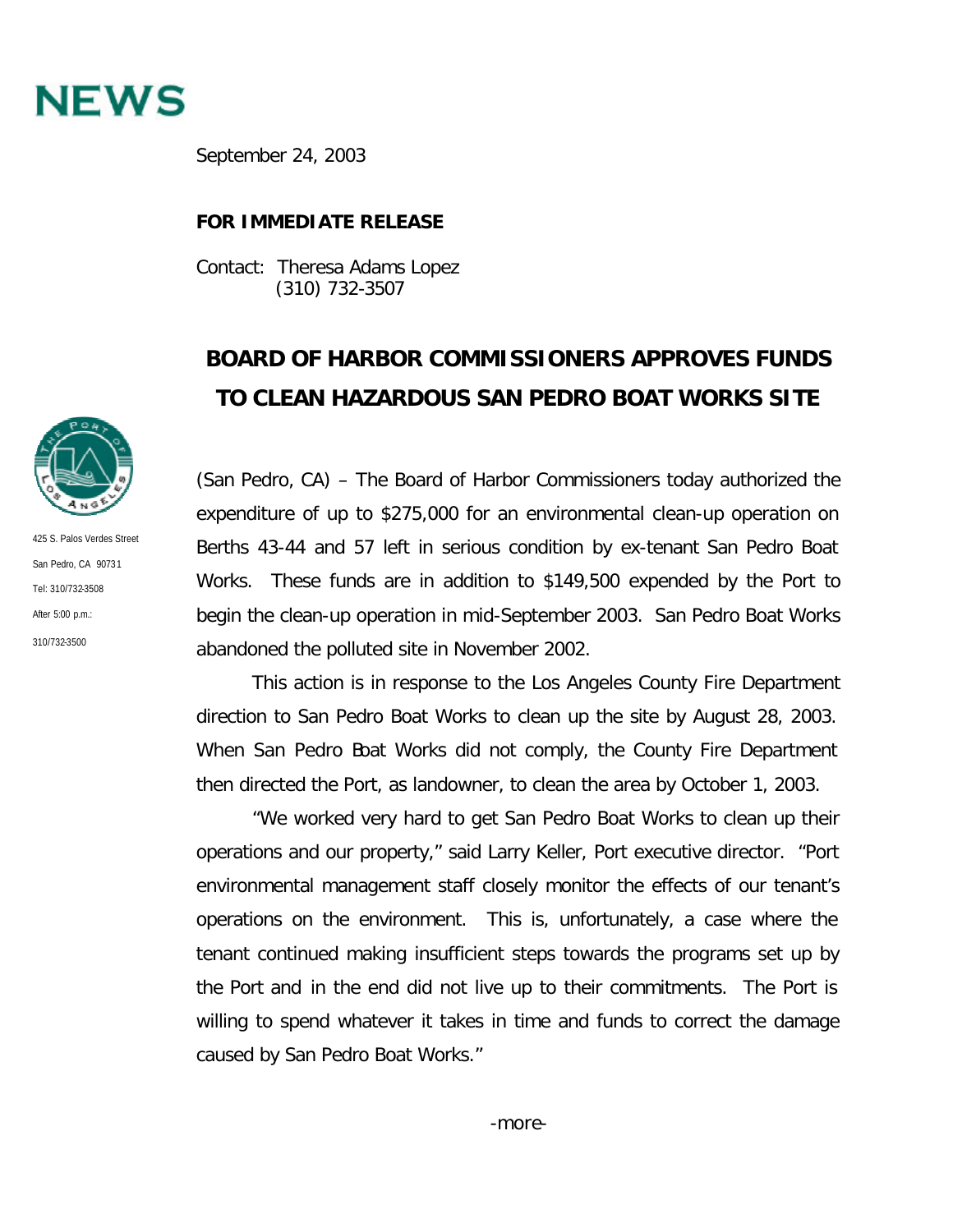# NEWS

September 24, 2003

**FOR IMMEDIATE RELEASE**

Contact: Theresa Adams Lopez
(310) 732-3507

425 S. Palos Verdes Street
San Pedro, CA 90731
Tel: 310/732-3508
After 5:00 p.m.:
310/732-3500

## BOARD OF HARBOR COMMISSIONERS APPROVES FUNDS TO CLEAN HAZARDOUS SAN PEDRO BOAT WORKS SITE

(San Pedro, CA) – The Board of Harbor Commissioners today authorized the expenditure of up to $275,000 for an environmental clean-up operation on Berths 43-44 and 57 left in serious condition by ex-tenant San Pedro Boat Works. These funds are in addition to $149,500 expended by the Port to begin the clean-up operation in mid-September 2003. San Pedro Boat Works abandoned the polluted site in November 2002.

This action is in response to the Los Angeles County Fire Department direction to San Pedro Boat Works to clean up the site by August 28, 2003. When San Pedro Boat Works did not comply, the County Fire Department then directed the Port, as landowner, to clean the area by October 1, 2003.

"We worked very hard to get San Pedro Boat Works to clean up their operations and our property," said Larry Keller, Port executive director. "Port environmental management staff closely monitor the effects of our tenant's operations on the environment. This is, unfortunately, a case where the tenant continued making insufficient steps towards the programs set up by the Port and in the end did not live up to their commitments. The Port is willing to spend whatever it takes in time and funds to correct the damage caused by San Pedro Boat Works."

-more-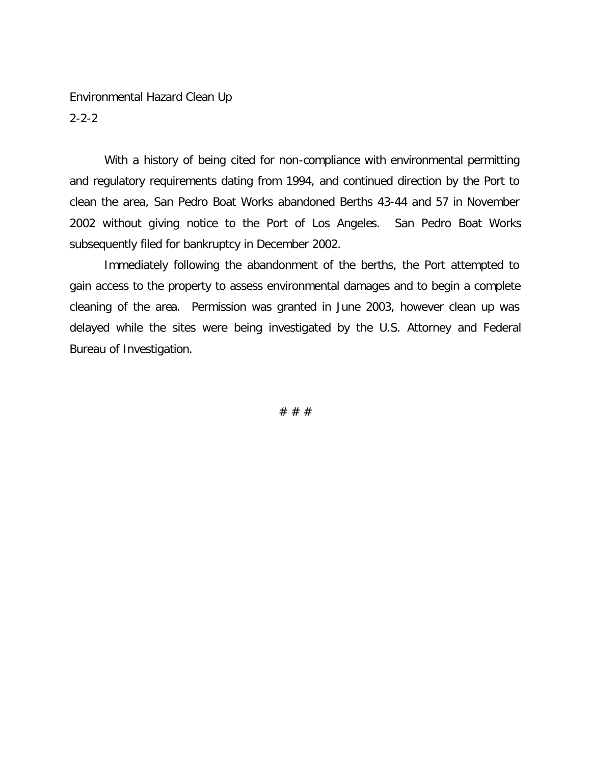Environmental Hazard Clean Up
2-2-2

With a history of being cited for non-compliance with environmental permitting and regulatory requirements dating from 1994, and continued direction by the Port to clean the area, San Pedro Boat Works abandoned Berths 43-44 and 57 in November 2002 without giving notice to the Port of Los Angeles. San Pedro Boat Works subsequently filed for bankruptcy in December 2002.

Immediately following the abandonment of the berths, the Port attempted to gain access to the property to assess environmental damages and to begin a complete cleaning of the area. Permission was granted in June 2003, however clean up was delayed while the sites were being investigated by the U.S. Attorney and Federal Bureau of Investigation.

# # #